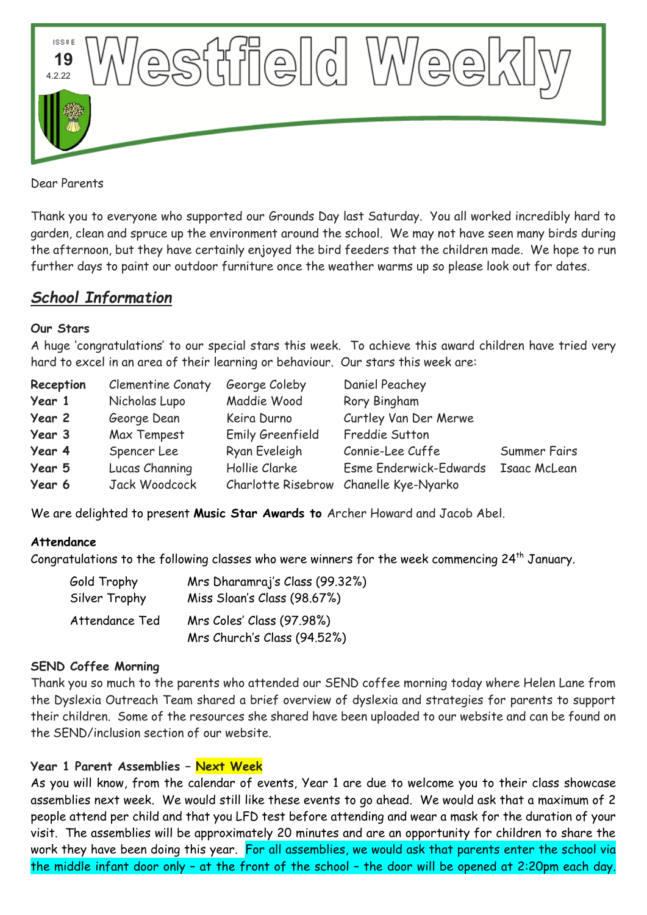# Westfield Weekly

ISSUE 19 4.2.22

Dear Parents

Thank you to everyone who supported our Grounds Day last Saturday. You all worked incredibly hard to garden, clean and spruce up the environment around the school. We may not have seen many birds during the afternoon, but they have certainly enjoyed the bird feeders that the children made. We hope to run further days to paint our outdoor furniture once the weather warms up so please look out for dates.

## *School Information*

**Our Stars**

A huge 'congratulations' to our special stars this week. To achieve this award children have tried very hard to excel in an area of their learning or behaviour. Our stars this week are:

| | | | | |
|---|---|---|---|---|
| **Reception** | Clementine Conaty | George Coleby | Daniel Peachey | |
| **Year 1** | Nicholas Lupo | Maddie Wood | Rory Bingham | |
| **Year 2** | George Dean | Keira Durno | Curtley Van Der Merwe | |
| **Year 3** | Max Tempest | Emily Greenfield | Freddie Sutton | |
| **Year 4** | Spencer Lee | Ryan Eveleigh | Connie-Lee Cuffe | Summer Fairs |
| **Year 5** | Lucas Channing | Hollie Clarke | Esme Enderwick-Edwards | Isaac McLean |
| **Year 6** | Jack Woodcock | Charlotte Risebrow | Chanelle Kye-Nyarko | |

We are delighted to present **Music Star Awards to** Archer Howard and Jacob Abel.

**Attendance**

Congratulations to the following classes who were winners for the week commencing 24th January.

| | |
|---|---|
| Gold Trophy | Mrs Dharamraj's Class (99.32%) |
| Silver Trophy | Miss Sloan's Class (98.67%) |
| Attendance Ted | Mrs Coles' Class (97.98%) |
| | Mrs Church's Class (94.52%) |

**SEND Coffee Morning**

Thank you so much to the parents who attended our SEND coffee morning today where Helen Lane from the Dyslexia Outreach Team shared a brief overview of dyslexia and strategies for parents to support their children. Some of the resources she shared have been uploaded to our website and can be found on the SEND/inclusion section of our website.

**Year 1 Parent Assemblies – Next Week**

As you will know, from the calendar of events, Year 1 are due to welcome you to their class showcase assemblies next week. We would still like these events to go ahead. We would ask that a maximum of 2 people attend per child and that you LFD test before attending and wear a mask for the duration of your visit. The assemblies will be approximately 20 minutes and are an opportunity for children to share the work they have been doing this year. For all assemblies, we would ask that parents enter the school via the middle infant door only – at the front of the school – the door will be opened at 2:20pm each day.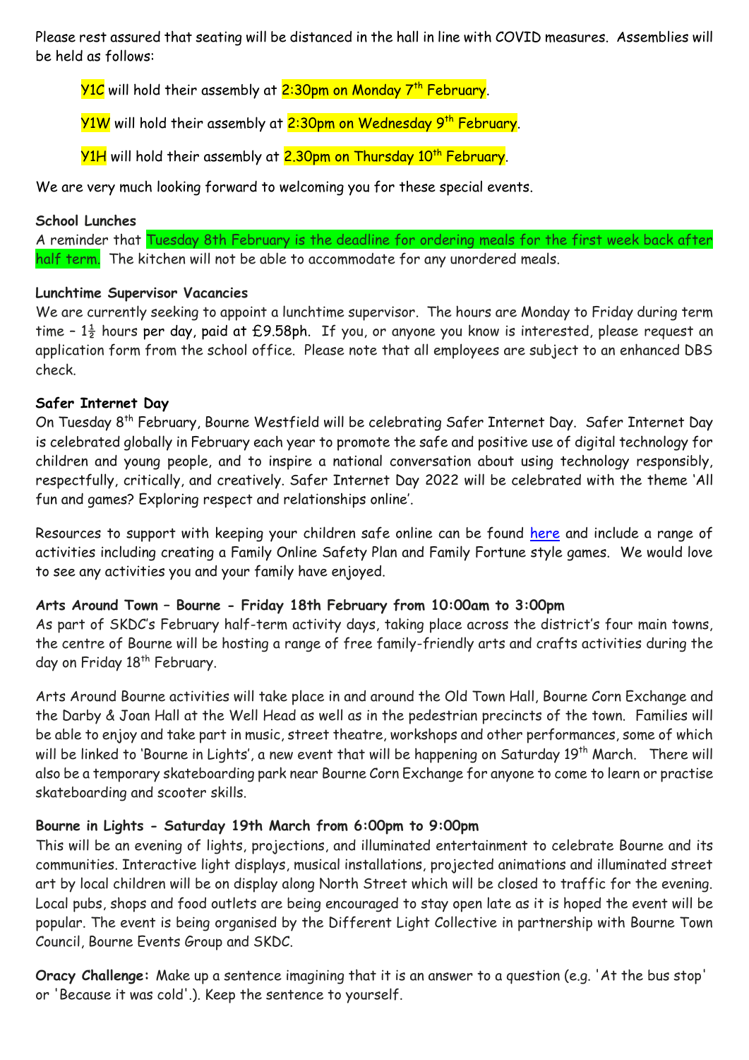Please rest assured that seating will be distanced in the hall in line with COVID measures. Assemblies will be held as follows:

Y1C will hold their assembly at 2:30pm on Monday 7th February.

Y1W will hold their assembly at 2:30pm on Wednesday 9th February.

Y1H will hold their assembly at 2.30pm on Thursday 10th February.

We are very much looking forward to welcoming you for these special events.

**School Lunches**
A reminder that Tuesday 8th February is the deadline for ordering meals for the first week back after half term. The kitchen will not be able to accommodate for any unordered meals.

**Lunchtime Supervisor Vacancies**
We are currently seeking to appoint a lunchtime supervisor. The hours are Monday to Friday during term time – 1½ hours per day, paid at £9.58ph. If you, or anyone you know is interested, please request an application form from the school office. Please note that all employees are subject to an enhanced DBS check.

**Safer Internet Day**
On Tuesday 8th February, Bourne Westfield will be celebrating Safer Internet Day. Safer Internet Day is celebrated globally in February each year to promote the safe and positive use of digital technology for children and young people, and to inspire a national conversation about using technology responsibly, respectfully, critically, and creatively. Safer Internet Day 2022 will be celebrated with the theme 'All fun and games? Exploring respect and relationships online'.

Resources to support with keeping your children safe online can be found here and include a range of activities including creating a Family Online Safety Plan and Family Fortune style games. We would love to see any activities you and your family have enjoyed.

**Arts Around Town – Bourne - Friday 18th February from 10:00am to 3:00pm**
As part of SKDC's February half-term activity days, taking place across the district's four main towns, the centre of Bourne will be hosting a range of free family-friendly arts and crafts activities during the day on Friday 18th February.

Arts Around Bourne activities will take place in and around the Old Town Hall, Bourne Corn Exchange and the Darby & Joan Hall at the Well Head as well as in the pedestrian precincts of the town. Families will be able to enjoy and take part in music, street theatre, workshops and other performances, some of which will be linked to 'Bourne in Lights', a new event that will be happening on Saturday 19th March. There will also be a temporary skateboarding park near Bourne Corn Exchange for anyone to come to learn or practise skateboarding and scooter skills.

**Bourne in Lights - Saturday 19th March from 6:00pm to 9:00pm**
This will be an evening of lights, projections, and illuminated entertainment to celebrate Bourne and its communities. Interactive light displays, musical installations, projected animations and illuminated street art by local children will be on display along North Street which will be closed to traffic for the evening. Local pubs, shops and food outlets are being encouraged to stay open late as it is hoped the event will be popular. The event is being organised by the Different Light Collective in partnership with Bourne Town Council, Bourne Events Group and SKDC.

**Oracy Challenge:** Make up a sentence imagining that it is an answer to a question (e.g. 'At the bus stop' or 'Because it was cold'.). Keep the sentence to yourself.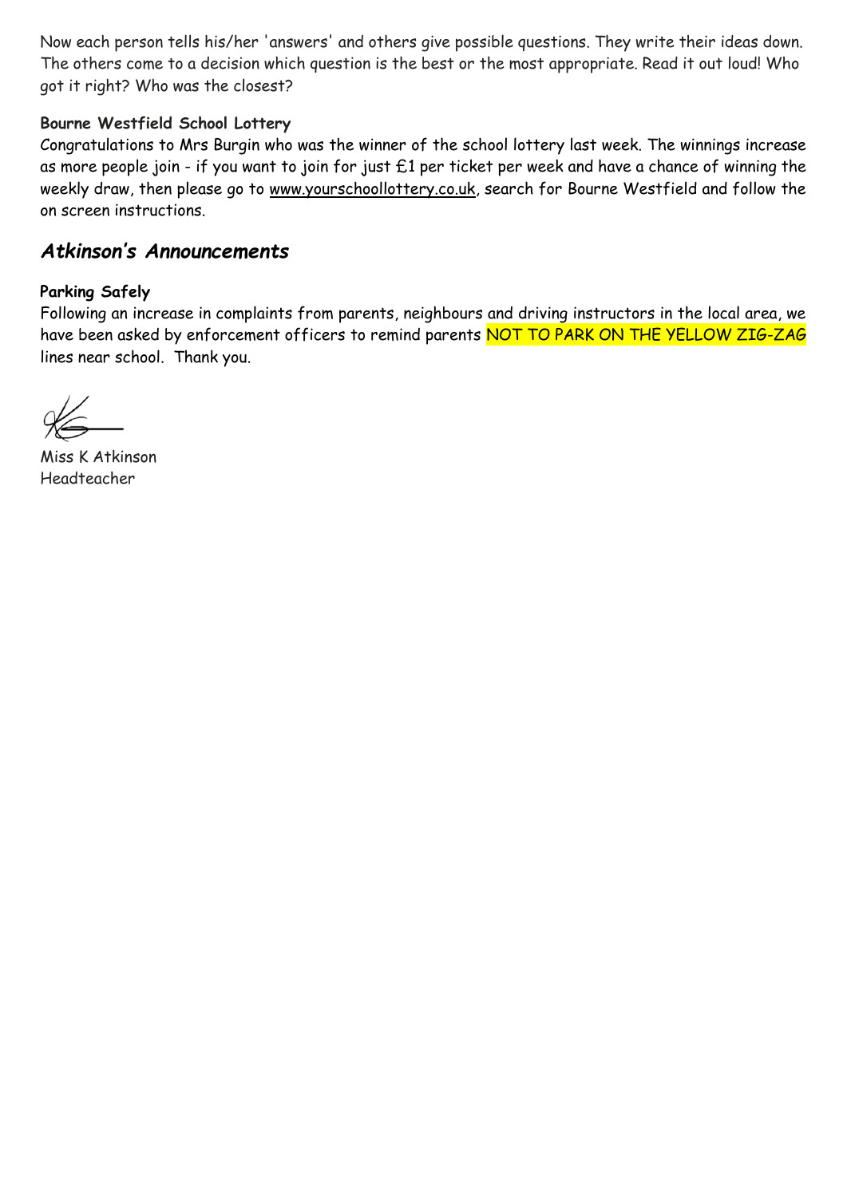Now each person tells his/her 'answers' and others give possible questions. They write their ideas down. The others come to a decision which question is the best or the most appropriate. Read it out loud! Who got it right? Who was the closest?

**Bourne Westfield School Lottery**

Congratulations to Mrs Burgin who was the winner of the school lottery last week. The winnings increase as more people join - if you want to join for just £1 per ticket per week and have a chance of winning the weekly draw, then please go to www.yourschoollottery.co.uk, search for Bourne Westfield and follow the on screen instructions.

## *Atkinson's Announcements*

**Parking Safely**

Following an increase in complaints from parents, neighbours and driving instructors in the local area, we have been asked by enforcement officers to remind parents NOT TO PARK ON THE YELLOW ZIG-ZAG lines near school. Thank you.

Miss K Atkinson
Headteacher